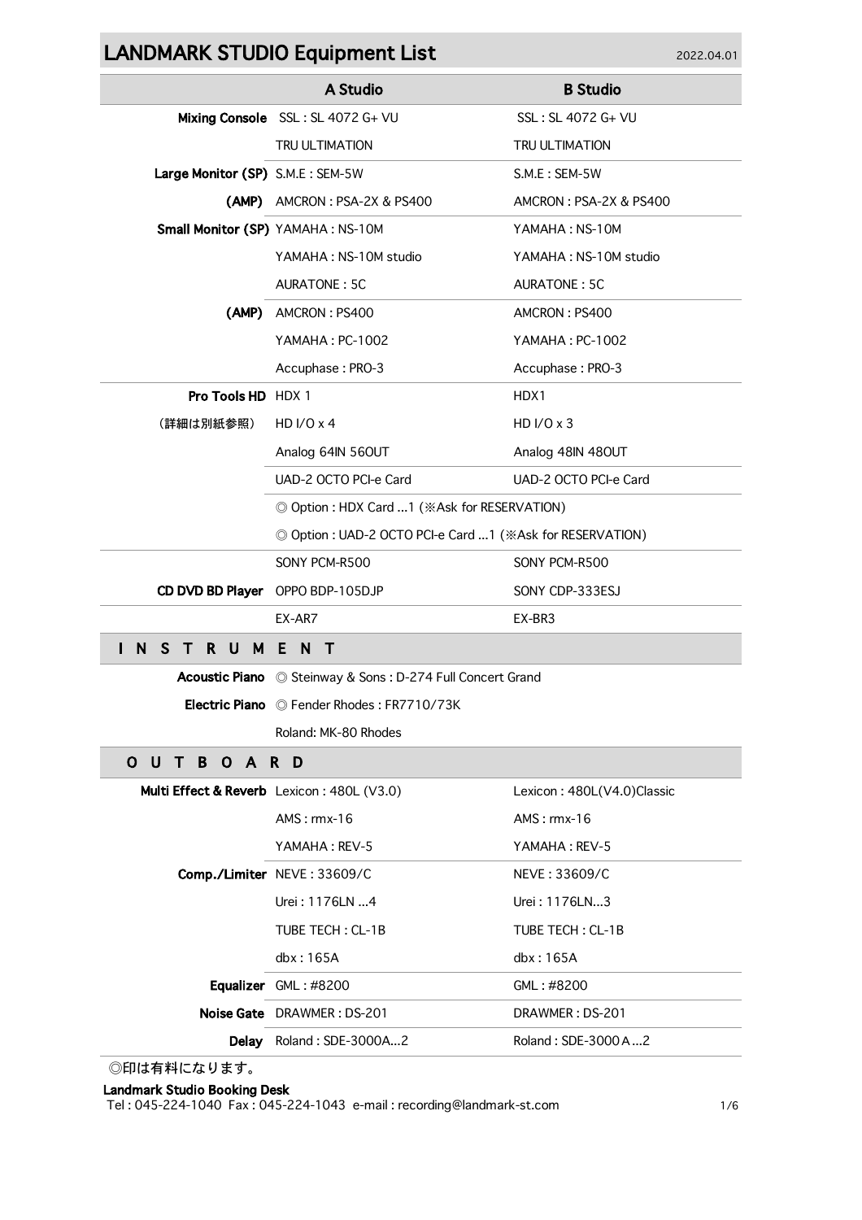# LANDMARK STUDIO Equipment List

2022.04.01

| | A Studio | B Studio |
|---|---|---|
| **Mixing Console** | SSL : SL 4072 G+ VU | SSL : SL 4072 G+ VU |
| | TRU ULTIMATION | TRU ULTIMATION |
| **Large Monitor (SP)** | S.M.E : SEM-5W | S.M.E : SEM-5W |
| **(AMP)** | AMCRON : PSA-2X & PS400 | AMCRON : PSA-2X & PS400 |
| **Small Monitor (SP)** | YAMAHA : NS-10M | YAMAHA : NS-10M |
| | YAMAHA : NS-10M studio | YAMAHA : NS-10M studio |
| | AURATONE : 5C | AURATONE : 5C |
| **(AMP)** | AMCRON : PS400 | AMCRON : PS400 |
| | YAMAHA : PC-1002 | YAMAHA : PC-1002 |
| | Accuphase : PRO-3 | Accuphase : PRO-3 |
| **Pro Tools HD** | HDX 1 | HDX1 |
| （詳細は別紙参照） | HD I/O x 4 | HD I/O x 3 |
| | Analog 64IN 56OUT | Analog 48IN 48OUT |
| | UAD-2 OCTO PCI-e Card | UAD-2 OCTO PCI-e Card |
| | ◎ Option : HDX Card ...1 (※Ask for RESERVATION) | |
| | ◎ Option : UAD-2 OCTO PCI-e Card ...1 (※Ask for RESERVATION) | |
| | SONY PCM-R500 | SONY PCM-R500 |
| **CD DVD BD Player** | OPPO BDP-105DJP | SONY CDP-333ESJ |
| | EX-AR7 | EX-BR3 |

## INSTRUMENT

| | |
|---|---|
| **Acoustic Piano** | ◎ Steinway & Sons : D-274 Full Concert Grand |
| **Electric Piano** | ◎ Fender Rhodes : FR7710/73K |
| | Roland: MK-80 Rhodes |

## OUTBOARD

| | A Studio | B Studio |
|---|---|---|
| **Multi Effect & Reverb** | Lexicon : 480L (V3.0) | Lexicon : 480L(V4.0)Classic |
| | AMS : rmx-16 | AMS : rmx-16 |
| | YAMAHA : REV-5 | YAMAHA : REV-5 |
| **Comp./Limiter** | NEVE : 33609/C | NEVE : 33609/C |
| | Urei : 1176LN ...4 | Urei : 1176LN...3 |
| | TUBE TECH : CL-1B | TUBE TECH : CL-1B |
| | dbx : 165A | dbx : 165A |
| **Equalizer** | GML : #8200 | GML : #8200 |
| **Noise Gate** | DRAWMER : DS-201 | DRAWMER : DS-201 |
| **Delay** | Roland : SDE-3000A...2 | Roland : SDE-3000 A ...2 |

◎印は有料になります。

**Landmark Studio Booking Desk**
Tel : 045-224-1040 Fax : 045-224-1043 e-mail : recording@landmark-st.com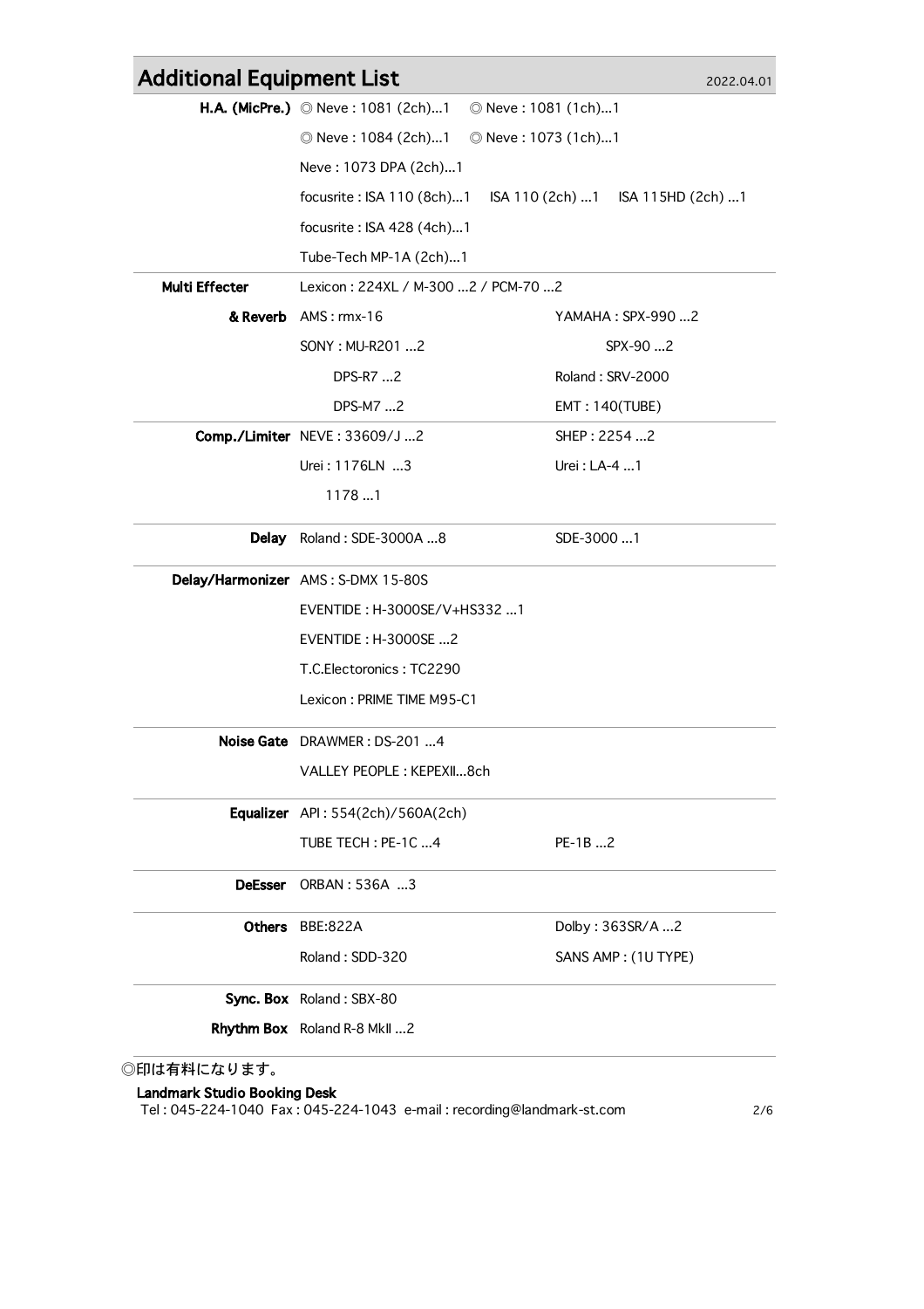## Additional Equipment List

2022.04.01

| | | | |
|---|---|---|---|
| **H.A. (MicPre.)** | ◎ Neve : 1081 (2ch)…1 | ◎ Neve : 1081 (1ch)…1 | |
| | ◎ Neve : 1084 (2ch)…1 | ◎ Neve : 1073 (1ch)…1 | |
| | Neve : 1073 DPA (2ch)…1 | | |
| | focusrite : ISA 110 (8ch)…1 | ISA 110 (2ch) …1 | ISA 115HD (2ch) …1 |
| | focusrite : ISA 428 (4ch)…1 | | |
| | Tube-Tech MP-1A (2ch)…1 | | |
| **Multi Effecter** | Lexicon : 224XL / M-300 …2 / PCM-70 …2 | | |
| **& Reverb** | AMS : rmx-16 | YAMAHA : SPX-990 …2 | |
| | SONY : MU-R201 …2 | SPX-90 …2 | |
| | DPS-R7 …2 | Roland : SRV-2000 | |
| | DPS-M7 …2 | EMT : 140(TUBE) | |
| **Comp./Limiter** | NEVE : 33609/J …2 | SHEP : 2254 …2 | |
| | Urei : 1176LN …3 | Urei : LA-4 …1 | |
| | 1178 …1 | | |
| **Delay** | Roland : SDE-3000A …8 | SDE-3000 …1 | |
| **Delay/Harmonizer** | AMS : S-DMX 15-80S | | |
| | EVENTIDE : H-3000SE/V+HS332 …1 | | |
| | EVENTIDE : H-3000SE …2 | | |
| | T.C.Electoronics : TC2290 | | |
| | Lexicon : PRIME TIME M95-C1 | | |
| **Noise Gate** | DRAWMER : DS-201 …4 | | |
| | VALLEY PEOPLE : KEPEXII…8ch | | |
| **Equalizer** | API : 554(2ch)/560A(2ch) | | |
| | TUBE TECH : PE-1C …4 | PE-1B …2 | |
| **DeEsser** | ORBAN : 536A …3 | | |
| **Others** | BBE:822A | Dolby : 363SR/A …2 | |
| | Roland : SDD-320 | SANS AMP : (1U TYPE) | |
| **Sync. Box** | Roland : SBX-80 | | |
| **Rhythm Box** | Roland R-8 MkII …2 | | |

◎印は有料になります。

**Landmark Studio Booking Desk**
Tel : 045-224-1040 Fax : 045-224-1043 e-mail : recording@landmark-st.com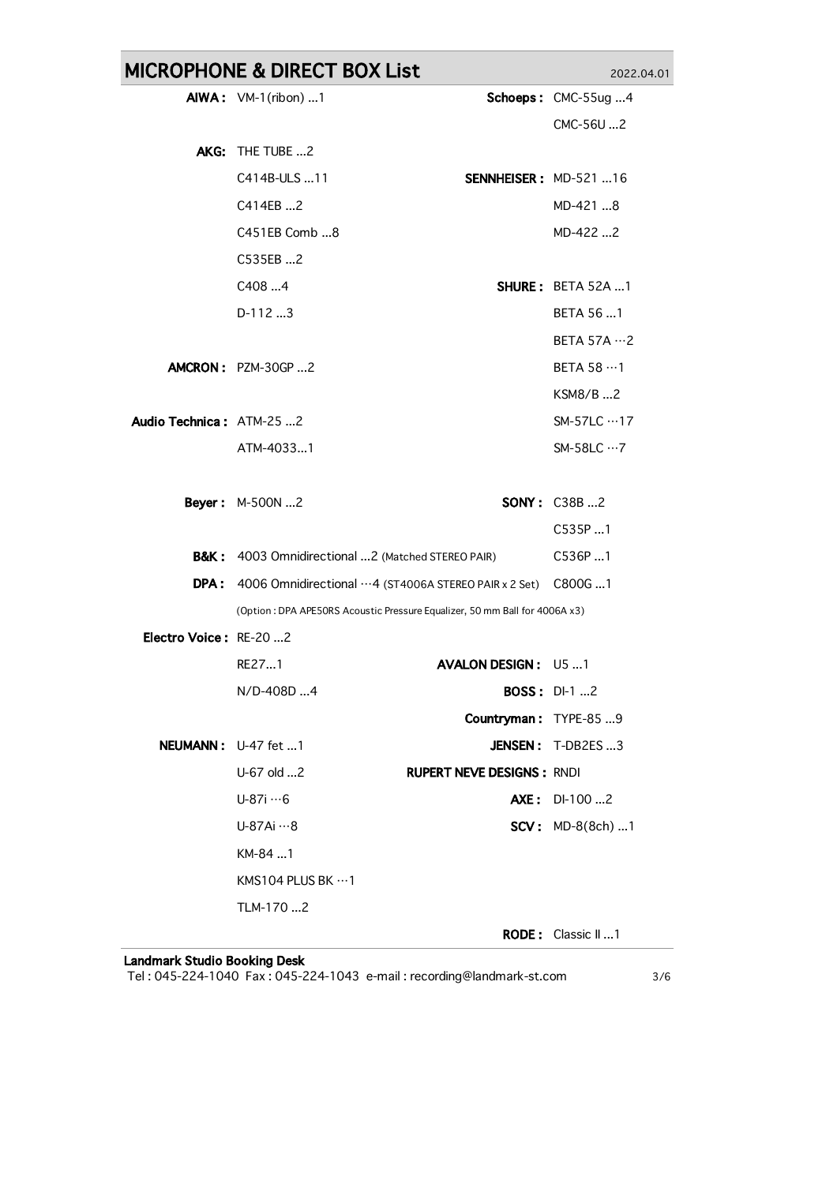# MICROPHONE & DIRECT BOX List

2022.04.01

**AIWA :** VM-1(ribon) ...1

**AKG:** THE TUBE ...2
C414B-ULS ...11
C414EB ...2
C451EB Comb ...8
C535EB ...2
C408 ...4
D-112 ...3

**AMCRON :** PZM-30GP ...2

**Audio Technica :** ATM-25 ...2
ATM-4033...1

**Beyer :** M-500N ...2

**B&K :** 4003 Omnidirectional ...2 (Matched STEREO PAIR)

**DPA :** 4006 Omnidirectional …4 (ST4006A STEREO PAIR x 2 Set)

(Option : DPA APE50RS Acoustic Pressure Equalizer, 50 mm Ball for 4006A x3)

**Electro Voice :** RE-20 ...2
RE27...1
N/D-408D ...4

**NEUMANN :** U-47 fet ...1
U-67 old ...2
U-87i …6
U-87Ai …8
KM-84 ...1
KMS104 PLUS BK …1
TLM-170 ...2

**Schoeps :** CMC-55ug ...4
CMC-56U ...2

**SENNHEISER :** MD-521 ...16
MD-421 ...8
MD-422 ...2

**SHURE :** BETA 52A ...1
BETA 56 ...1
BETA 57A …2
BETA 58 …1
KSM8/B ...2
SM-57LC …17
SM-58LC …7

**SONY :** C38B ...2
C535P ...1
C536P ...1
C800G ...1

**AVALON DESIGN :** U5 ...1

**BOSS :** DI-1 ...2

**Countryman :** TYPE-85 ...9

**JENSEN :** T-DB2ES ...3

**RUPERT NEVE DESIGNS :** RNDI

**AXE :** DI-100 ...2

**SCV :** MD-8(8ch) ...1

**RODE :** Classic II ...1

**Landmark Studio Booking Desk**
Tel : 045-224-1040 Fax : 045-224-1043 e-mail : recording@landmark-st.com